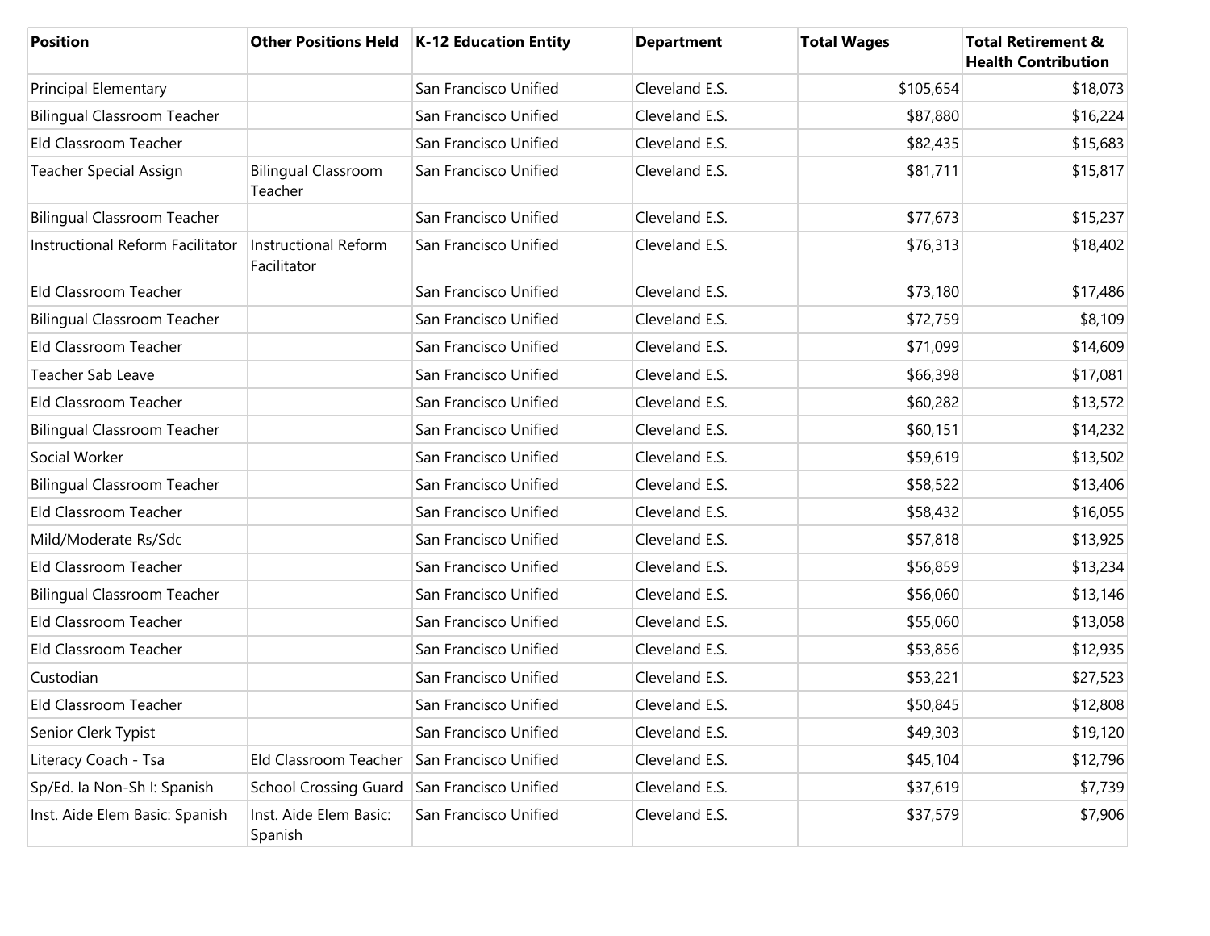| Position | Other Positions Held | K-12 Education Entity | Department | Total Wages | Total Retirement & Health Contribution |
|---|---|---|---|---|---|
| Principal Elementary | | San Francisco Unified | Cleveland E.S. | $105,654 | $18,073 |
| Bilingual Classroom Teacher | | San Francisco Unified | Cleveland E.S. | $87,880 | $16,224 |
| Eld Classroom Teacher | | San Francisco Unified | Cleveland E.S. | $82,435 | $15,683 |
| Teacher Special Assign | Bilingual Classroom Teacher | San Francisco Unified | Cleveland E.S. | $81,711 | $15,817 |
| Bilingual Classroom Teacher | | San Francisco Unified | Cleveland E.S. | $77,673 | $15,237 |
| Instructional Reform Facilitator | Instructional Reform Facilitator | San Francisco Unified | Cleveland E.S. | $76,313 | $18,402 |
| Eld Classroom Teacher | | San Francisco Unified | Cleveland E.S. | $73,180 | $17,486 |
| Bilingual Classroom Teacher | | San Francisco Unified | Cleveland E.S. | $72,759 | $8,109 |
| Eld Classroom Teacher | | San Francisco Unified | Cleveland E.S. | $71,099 | $14,609 |
| Teacher Sab Leave | | San Francisco Unified | Cleveland E.S. | $66,398 | $17,081 |
| Eld Classroom Teacher | | San Francisco Unified | Cleveland E.S. | $60,282 | $13,572 |
| Bilingual Classroom Teacher | | San Francisco Unified | Cleveland E.S. | $60,151 | $14,232 |
| Social Worker | | San Francisco Unified | Cleveland E.S. | $59,619 | $13,502 |
| Bilingual Classroom Teacher | | San Francisco Unified | Cleveland E.S. | $58,522 | $13,406 |
| Eld Classroom Teacher | | San Francisco Unified | Cleveland E.S. | $58,432 | $16,055 |
| Mild/Moderate Rs/Sdc | | San Francisco Unified | Cleveland E.S. | $57,818 | $13,925 |
| Eld Classroom Teacher | | San Francisco Unified | Cleveland E.S. | $56,859 | $13,234 |
| Bilingual Classroom Teacher | | San Francisco Unified | Cleveland E.S. | $56,060 | $13,146 |
| Eld Classroom Teacher | | San Francisco Unified | Cleveland E.S. | $55,060 | $13,058 |
| Eld Classroom Teacher | | San Francisco Unified | Cleveland E.S. | $53,856 | $12,935 |
| Custodian | | San Francisco Unified | Cleveland E.S. | $53,221 | $27,523 |
| Eld Classroom Teacher | | San Francisco Unified | Cleveland E.S. | $50,845 | $12,808 |
| Senior Clerk Typist | | San Francisco Unified | Cleveland E.S. | $49,303 | $19,120 |
| Literacy Coach - Tsa | Eld Classroom Teacher | San Francisco Unified | Cleveland E.S. | $45,104 | $12,796 |
| Sp/Ed. Ia Non-Sh I: Spanish | School Crossing Guard | San Francisco Unified | Cleveland E.S. | $37,619 | $7,739 |
| Inst. Aide Elem Basic: Spanish | Inst. Aide Elem Basic: Spanish | San Francisco Unified | Cleveland E.S. | $37,579 | $7,906 |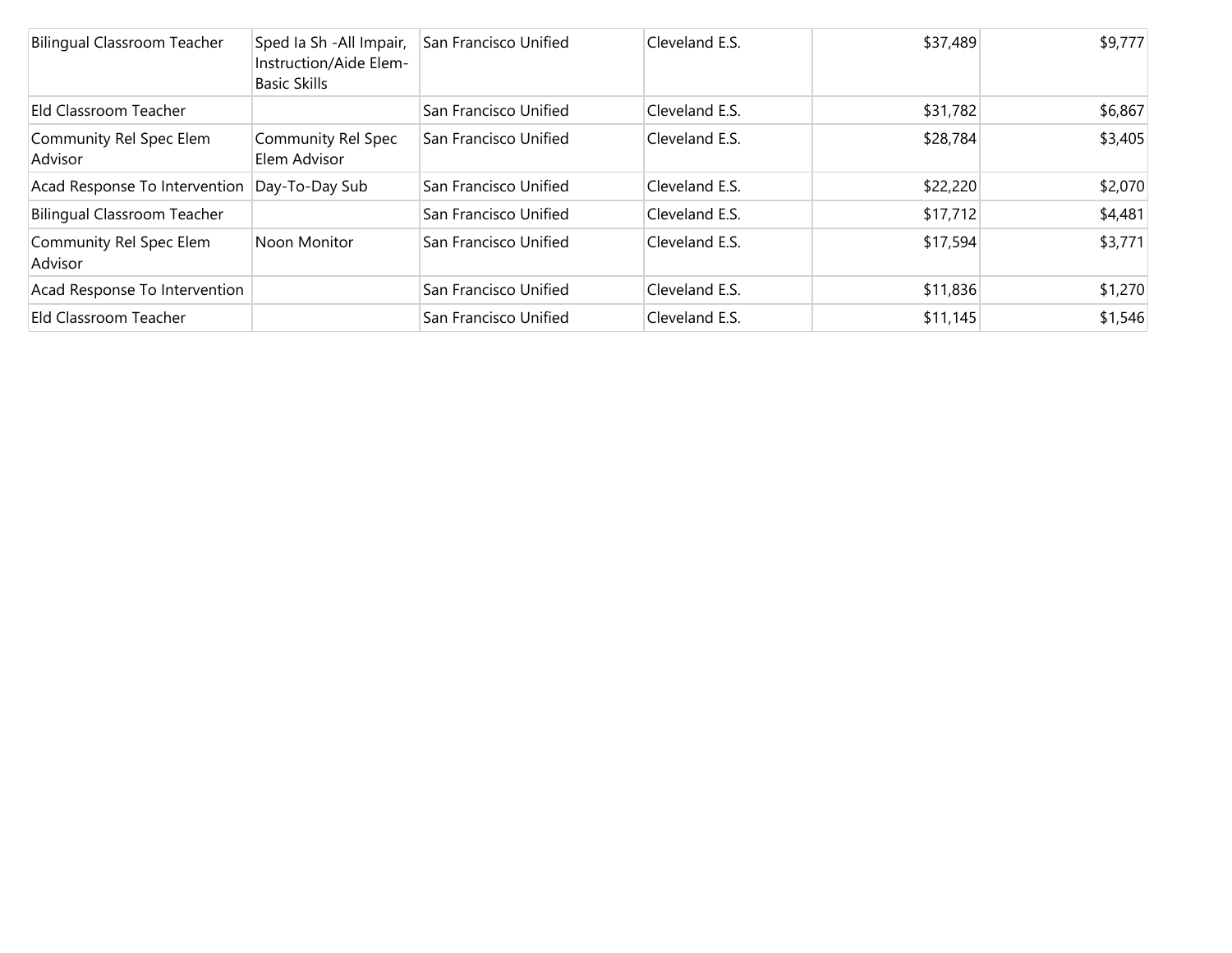| | | | | | |
|---|---|---|---|---|---|
| Bilingual Classroom Teacher | Sped Ia Sh -All Impair, Instruction/Aide Elem-Basic Skills | San Francisco Unified | Cleveland E.S. | $37,489 | $9,777 |
| Eld Classroom Teacher | | San Francisco Unified | Cleveland E.S. | $31,782 | $6,867 |
| Community Rel Spec Elem Advisor | Community Rel Spec Elem Advisor | San Francisco Unified | Cleveland E.S. | $28,784 | $3,405 |
| Acad Response To Intervention | Day-To-Day Sub | San Francisco Unified | Cleveland E.S. | $22,220 | $2,070 |
| Bilingual Classroom Teacher | | San Francisco Unified | Cleveland E.S. | $17,712 | $4,481 |
| Community Rel Spec Elem Advisor | Noon Monitor | San Francisco Unified | Cleveland E.S. | $17,594 | $3,771 |
| Acad Response To Intervention | | San Francisco Unified | Cleveland E.S. | $11,836 | $1,270 |
| Eld Classroom Teacher | | San Francisco Unified | Cleveland E.S. | $11,145 | $1,546 |